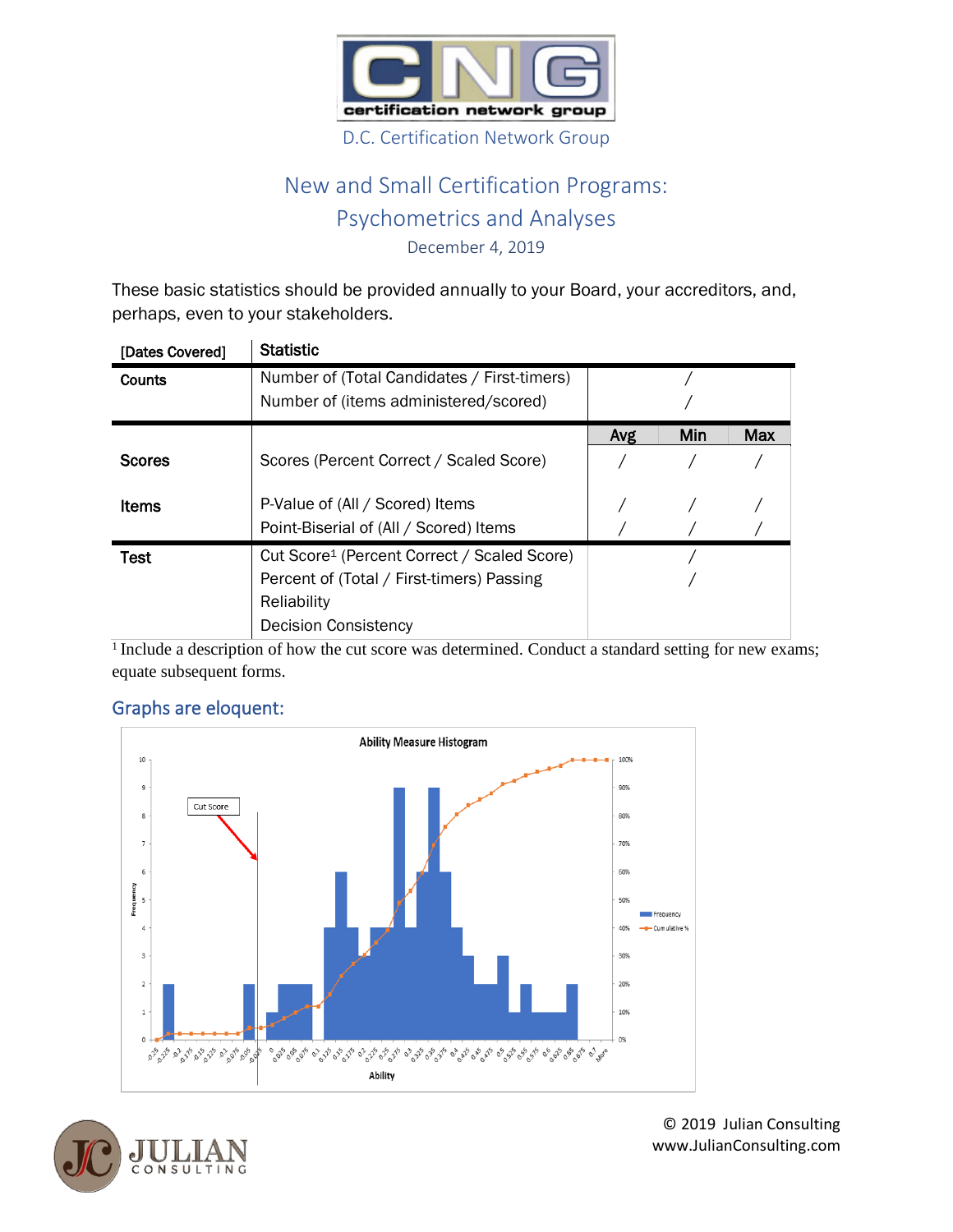D.C. Certification Network Group

# New and Small Certification Programs: Psychometrics and Analyses

December 4, 2019

These basic statistics should be provided annually to your Board, your accreditors, and, perhaps, even to your stakeholders.

| [Dates Covered] | Statistic | | | |
|---|---|---|---|---|
| Counts | Number of (Total Candidates / First-timers) | | / | |
| | Number of (items administered/scored) | | / | |
| | | Avg | Min | Max |
| Scores | Scores (Percent Correct / Scaled Score) | / | / | / |
| Items | P-Value of (All / Scored) Items | / | / | / |
| | Point-Biserial of (All / Scored) Items | / | / | / |
| Test | Cut Score[1] (Percent Correct / Scaled Score) | | / | |
| | Percent of (Total / First-timers) Passing | | / | |
| | Reliability | | | |
| | Decision Consistency | | | |

[1] Include a description of how the cut score was determined. Conduct a standard setting for new exams; equate subsequent forms.

## Graphs are eloquent:

Ability Measure Histogram

© 2019 Julian Consulting
www.JulianConsulting.com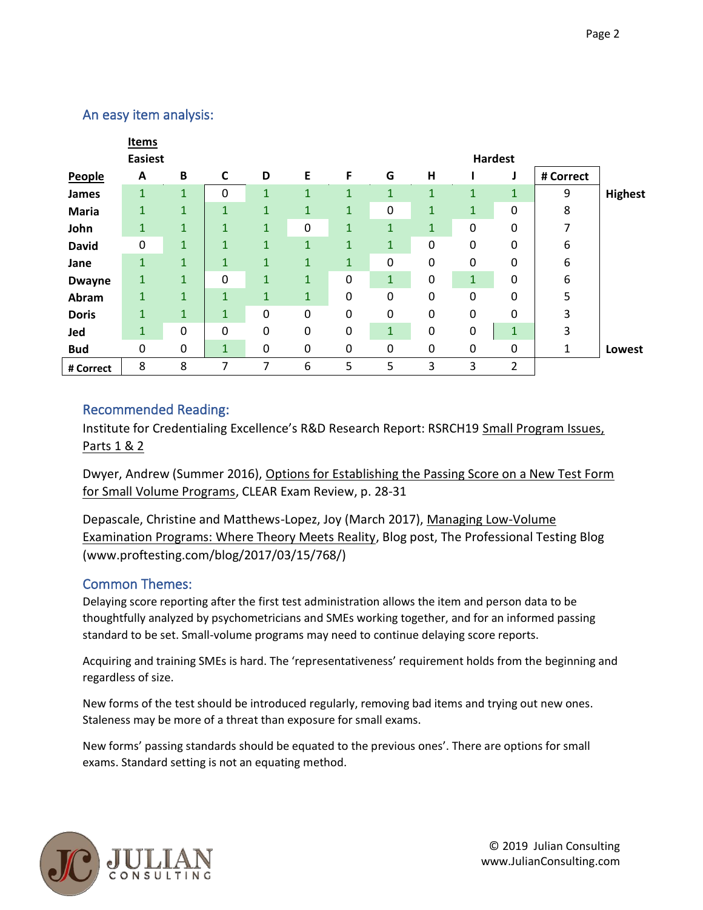## An easy item analysis:

| | Items Easiest | | | | | | | Hardest | | | |
|---|---|---|---|---|---|---|---|---|---|---|---|
| **People** | **A** | **B** | **C** | **D** | **E** | **F** | **G** | **H** | **I** | **J** | **# Correct** | |
| **James** | 1 | 1 | 0 | 1 | 1 | 1 | 1 | 1 | 1 | 1 | 9 | **Highest** |
| **Maria** | 1 | 1 | 1 | 1 | 1 | 1 | 0 | 1 | 1 | 0 | 8 | |
| **John** | 1 | 1 | 1 | 1 | 0 | 1 | 1 | 1 | 0 | 0 | 7 | |
| **David** | 0 | 1 | 1 | 1 | 1 | 1 | 1 | 0 | 0 | 0 | 6 | |
| **Jane** | 1 | 1 | 1 | 1 | 1 | 1 | 0 | 0 | 0 | 0 | 6 | |
| **Dwayne** | 1 | 1 | 0 | 1 | 1 | 0 | 1 | 0 | 1 | 0 | 6 | |
| **Abram** | 1 | 1 | 1 | 1 | 1 | 0 | 0 | 0 | 0 | 0 | 5 | |
| **Doris** | 1 | 1 | 1 | 0 | 0 | 0 | 0 | 0 | 0 | 0 | 3 | |
| **Jed** | 1 | 0 | 0 | 0 | 0 | 0 | 1 | 0 | 0 | 1 | 3 | |
| **Bud** | 0 | 0 | 1 | 0 | 0 | 0 | 0 | 0 | 0 | 0 | 1 | **Lowest** |
| **# Correct** | 8 | 8 | 7 | 7 | 6 | 5 | 5 | 3 | 3 | 2 | | |

## Recommended Reading:

Institute for Credentialing Excellence's R&D Research Report: RSRCH19 Small Program Issues, Parts 1 & 2

Dwyer, Andrew (Summer 2016), Options for Establishing the Passing Score on a New Test Form for Small Volume Programs, CLEAR Exam Review, p. 28-31

Depascale, Christine and Matthews-Lopez, Joy (March 2017), Managing Low-Volume Examination Programs: Where Theory Meets Reality, Blog post, The Professional Testing Blog (www.proftesting.com/blog/2017/03/15/768/)

## Common Themes:

Delaying score reporting after the first test administration allows the item and person data to be thoughtfully analyzed by psychometricians and SMEs working together, and for an informed passing standard to be set. Small-volume programs may need to continue delaying score reports.

Acquiring and training SMEs is hard. The 'representativeness' requirement holds from the beginning and regardless of size.

New forms of the test should be introduced regularly, removing bad items and trying out new ones. Staleness may be more of a threat than exposure for small exams.

New forms' passing standards should be equated to the previous ones'. There are options for small exams. Standard setting is not an equating method.

© 2019 Julian Consulting
www.JulianConsulting.com